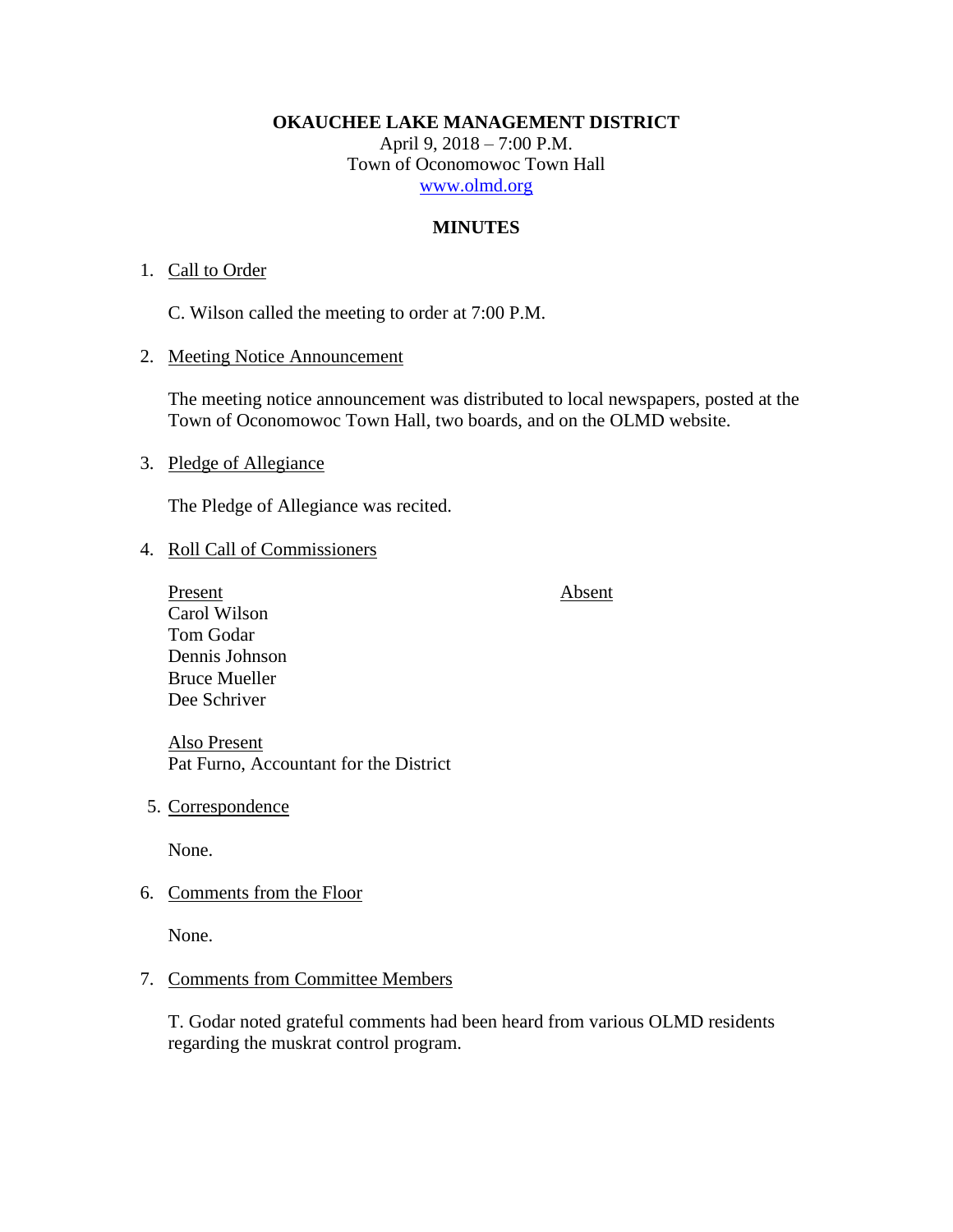**OKAUCHEE LAKE MANAGEMENT DISTRICT**

April 9, 2018 – 7:00 P.M.
Town of Oconomowoc Town Hall
www.olmd.org

**MINUTES**

1. Call to Order

   C. Wilson called the meeting to order at 7:00 P.M.

2. Meeting Notice Announcement

   The meeting notice announcement was distributed to local newspapers, posted at the Town of Oconomowoc Town Hall, two boards, and on the OLMD website.

3. Pledge of Allegiance

   The Pledge of Allegiance was recited.

4. Roll Call of Commissioners

   | Present | Absent |
   |---|---|
   | Carol Wilson | |
   | Tom Godar | |
   | Dennis Johnson | |
   | Bruce Mueller | |
   | Dee Schriver | |

   Also Present
   Pat Furno, Accountant for the District

5. Correspondence

   None.

6. Comments from the Floor

   None.

7. Comments from Committee Members

   T. Godar noted grateful comments had been heard from various OLMD residents regarding the muskrat control program.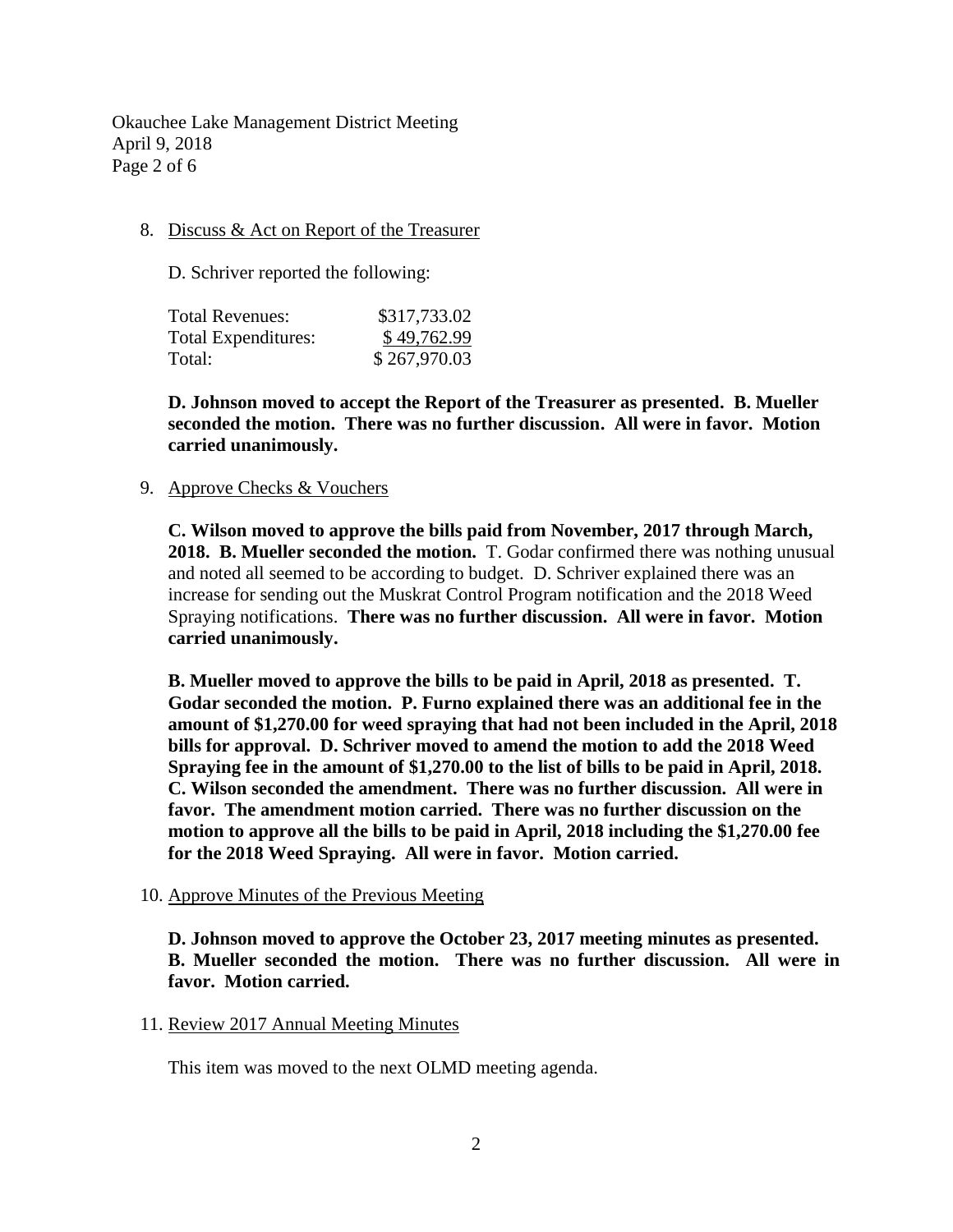8. Discuss & Act on Report of the Treasurer

   D. Schriver reported the following:

   | | |
   |---|---|
   | Total Revenues: | $317,733.02 |
   | Total Expenditures: | $ 49,762.99 |
   | Total: | $ 267,970.03 |

   **D. Johnson moved to accept the Report of the Treasurer as presented. B. Mueller seconded the motion. There was no further discussion. All were in favor. Motion carried unanimously.**

9. Approve Checks & Vouchers

   **C. Wilson moved to approve the bills paid from November, 2017 through March, 2018. B. Mueller seconded the motion.** T. Godar confirmed there was nothing unusual and noted all seemed to be according to budget. D. Schriver explained there was an increase for sending out the Muskrat Control Program notification and the 2018 Weed Spraying notifications. **There was no further discussion. All were in favor. Motion carried unanimously.**

   **B. Mueller moved to approve the bills to be paid in April, 2018 as presented. T. Godar seconded the motion. P. Furno explained there was an additional fee in the amount of $1,270.00 for weed spraying that had not been included in the April, 2018 bills for approval. D. Schriver moved to amend the motion to add the 2018 Weed Spraying fee in the amount of $1,270.00 to the list of bills to be paid in April, 2018. C. Wilson seconded the amendment. There was no further discussion. All were in favor. The amendment motion carried. There was no further discussion on the motion to approve all the bills to be paid in April, 2018 including the $1,270.00 fee for the 2018 Weed Spraying. All were in favor. Motion carried.**

10. Approve Minutes of the Previous Meeting

    **D. Johnson moved to approve the October 23, 2017 meeting minutes as presented. B. Mueller seconded the motion. There was no further discussion. All were in favor. Motion carried.**

11. Review 2017 Annual Meeting Minutes

    This item was moved to the next OLMD meeting agenda.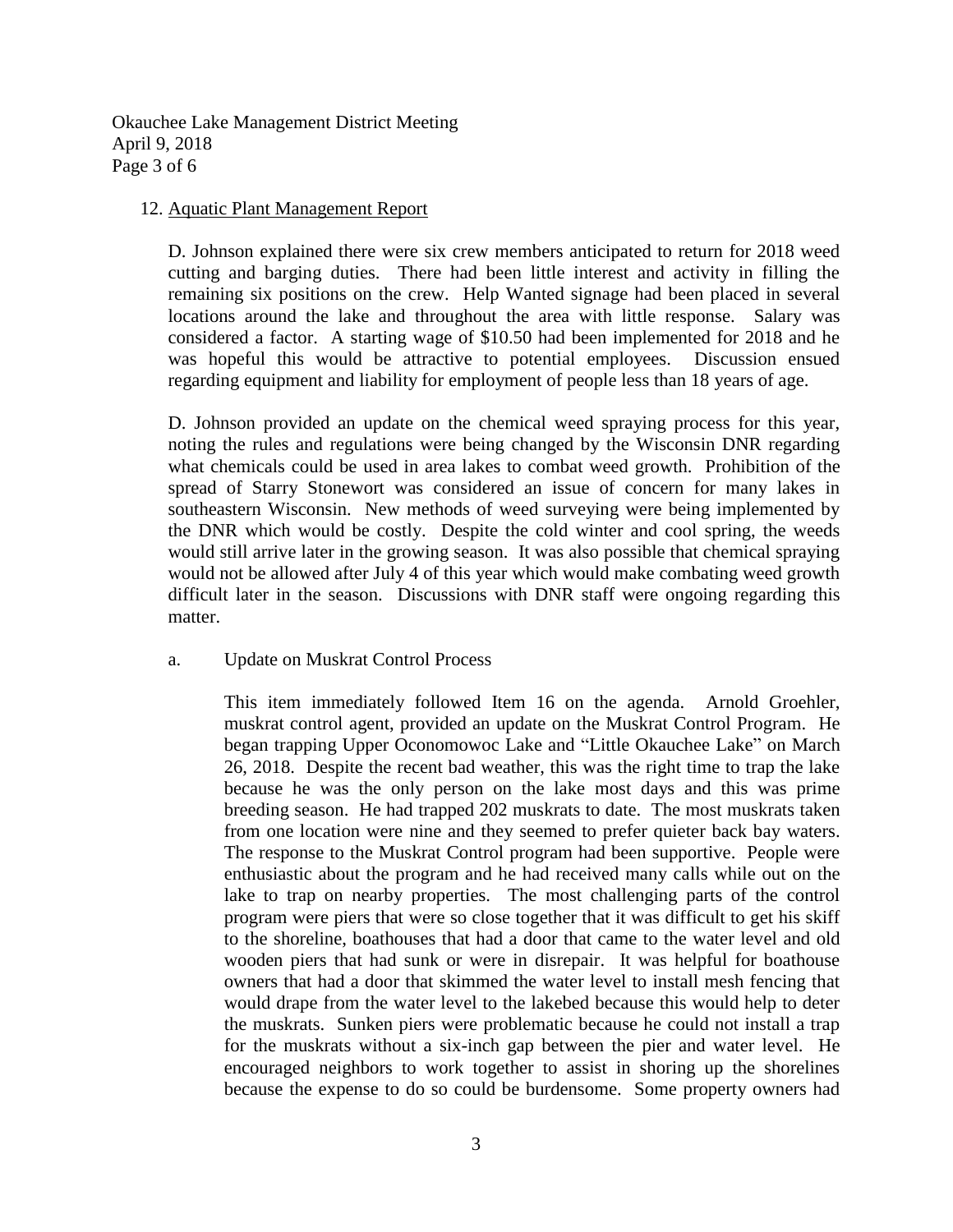12. Aquatic Plant Management Report

D. Johnson explained there were six crew members anticipated to return for 2018 weed cutting and barging duties. There had been little interest and activity in filling the remaining six positions on the crew. Help Wanted signage had been placed in several locations around the lake and throughout the area with little response. Salary was considered a factor. A starting wage of $10.50 had been implemented for 2018 and he was hopeful this would be attractive to potential employees. Discussion ensued regarding equipment and liability for employment of people less than 18 years of age.

D. Johnson provided an update on the chemical weed spraying process for this year, noting the rules and regulations were being changed by the Wisconsin DNR regarding what chemicals could be used in area lakes to combat weed growth. Prohibition of the spread of Starry Stonewort was considered an issue of concern for many lakes in southeastern Wisconsin. New methods of weed surveying were being implemented by the DNR which would be costly. Despite the cold winter and cool spring, the weeds would still arrive later in the growing season. It was also possible that chemical spraying would not be allowed after July 4 of this year which would make combating weed growth difficult later in the season. Discussions with DNR staff were ongoing regarding this matter.

a. Update on Muskrat Control Process

This item immediately followed Item 16 on the agenda. Arnold Groehler, muskrat control agent, provided an update on the Muskrat Control Program. He began trapping Upper Oconomowoc Lake and "Little Okauchee Lake" on March 26, 2018. Despite the recent bad weather, this was the right time to trap the lake because he was the only person on the lake most days and this was prime breeding season. He had trapped 202 muskrats to date. The most muskrats taken from one location were nine and they seemed to prefer quieter back bay waters. The response to the Muskrat Control program had been supportive. People were enthusiastic about the program and he had received many calls while out on the lake to trap on nearby properties. The most challenging parts of the control program were piers that were so close together that it was difficult to get his skiff to the shoreline, boathouses that had a door that came to the water level and old wooden piers that had sunk or were in disrepair. It was helpful for boathouse owners that had a door that skimmed the water level to install mesh fencing that would drape from the water level to the lakebed because this would help to deter the muskrats. Sunken piers were problematic because he could not install a trap for the muskrats without a six-inch gap between the pier and water level. He encouraged neighbors to work together to assist in shoring up the shorelines because the expense to do so could be burdensome. Some property owners had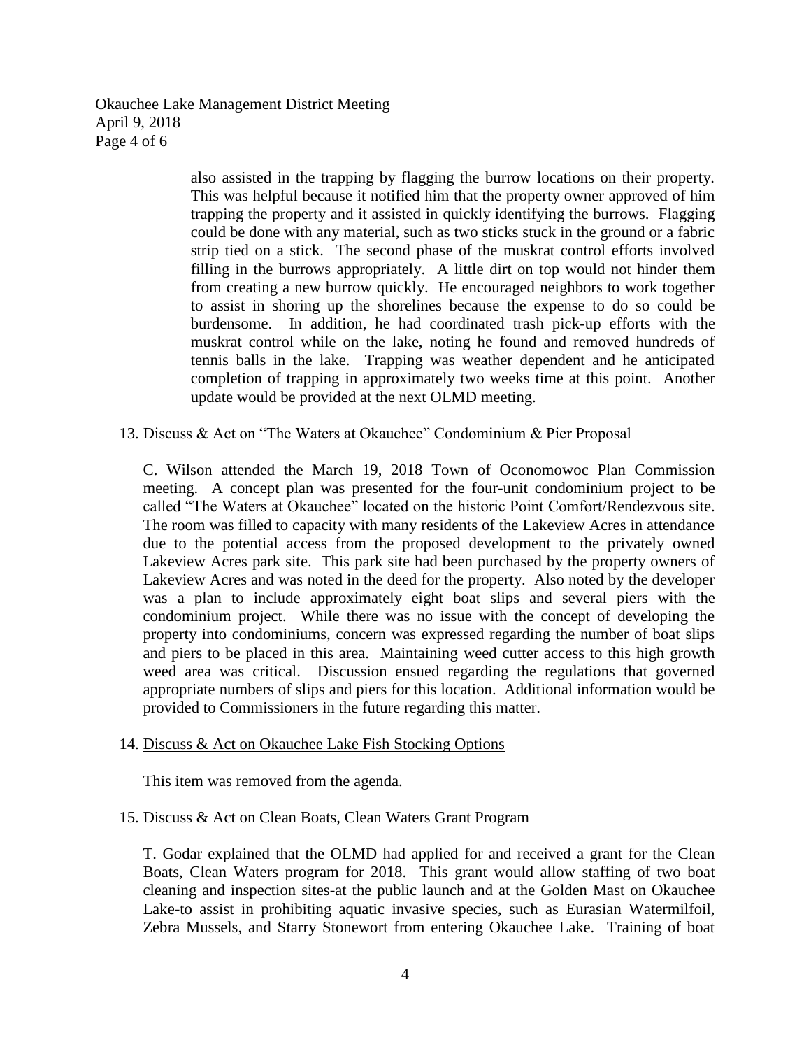also assisted in the trapping by flagging the burrow locations on their property. This was helpful because it notified him that the property owner approved of him trapping the property and it assisted in quickly identifying the burrows. Flagging could be done with any material, such as two sticks stuck in the ground or a fabric strip tied on a stick. The second phase of the muskrat control efforts involved filling in the burrows appropriately. A little dirt on top would not hinder them from creating a new burrow quickly. He encouraged neighbors to work together to assist in shoring up the shorelines because the expense to do so could be burdensome. In addition, he had coordinated trash pick-up efforts with the muskrat control while on the lake, noting he found and removed hundreds of tennis balls in the lake. Trapping was weather dependent and he anticipated completion of trapping in approximately two weeks time at this point. Another update would be provided at the next OLMD meeting.

13. Discuss & Act on "The Waters at Okauchee" Condominium & Pier Proposal

C. Wilson attended the March 19, 2018 Town of Oconomowoc Plan Commission meeting. A concept plan was presented for the four-unit condominium project to be called "The Waters at Okauchee" located on the historic Point Comfort/Rendezvous site. The room was filled to capacity with many residents of the Lakeview Acres in attendance due to the potential access from the proposed development to the privately owned Lakeview Acres park site. This park site had been purchased by the property owners of Lakeview Acres and was noted in the deed for the property. Also noted by the developer was a plan to include approximately eight boat slips and several piers with the condominium project. While there was no issue with the concept of developing the property into condominiums, concern was expressed regarding the number of boat slips and piers to be placed in this area. Maintaining weed cutter access to this high growth weed area was critical. Discussion ensued regarding the regulations that governed appropriate numbers of slips and piers for this location. Additional information would be provided to Commissioners in the future regarding this matter.

14. Discuss & Act on Okauchee Lake Fish Stocking Options

This item was removed from the agenda.

15. Discuss & Act on Clean Boats, Clean Waters Grant Program

T. Godar explained that the OLMD had applied for and received a grant for the Clean Boats, Clean Waters program for 2018. This grant would allow staffing of two boat cleaning and inspection sites-at the public launch and at the Golden Mast on Okauchee Lake-to assist in prohibiting aquatic invasive species, such as Eurasian Watermilfoil, Zebra Mussels, and Starry Stonewort from entering Okauchee Lake. Training of boat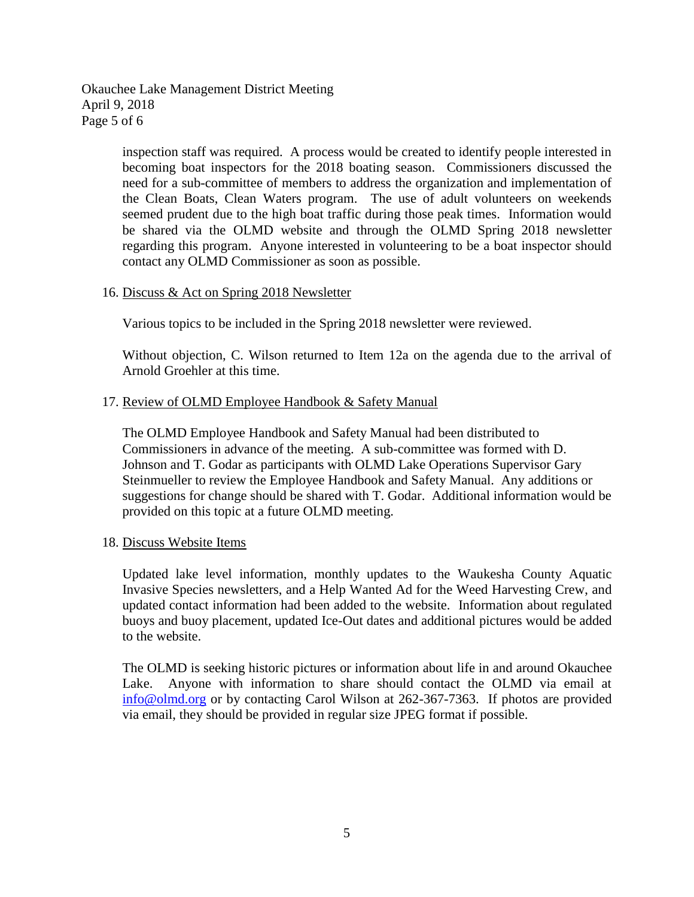inspection staff was required. A process would be created to identify people interested in becoming boat inspectors for the 2018 boating season. Commissioners discussed the need for a sub-committee of members to address the organization and implementation of the Clean Boats, Clean Waters program. The use of adult volunteers on weekends seemed prudent due to the high boat traffic during those peak times. Information would be shared via the OLMD website and through the OLMD Spring 2018 newsletter regarding this program. Anyone interested in volunteering to be a boat inspector should contact any OLMD Commissioner as soon as possible.

16. <u>Discuss & Act on Spring 2018 Newsletter</u>

    Various topics to be included in the Spring 2018 newsletter were reviewed.

    Without objection, C. Wilson returned to Item 12a on the agenda due to the arrival of Arnold Groehler at this time.

17. <u>Review of OLMD Employee Handbook & Safety Manual</u>

    The OLMD Employee Handbook and Safety Manual had been distributed to Commissioners in advance of the meeting. A sub-committee was formed with D. Johnson and T. Godar as participants with OLMD Lake Operations Supervisor Gary Steinmueller to review the Employee Handbook and Safety Manual. Any additions or suggestions for change should be shared with T. Godar. Additional information would be provided on this topic at a future OLMD meeting.

18. <u>Discuss Website Items</u>

    Updated lake level information, monthly updates to the Waukesha County Aquatic Invasive Species newsletters, and a Help Wanted Ad for the Weed Harvesting Crew, and updated contact information had been added to the website. Information about regulated buoys and buoy placement, updated Ice-Out dates and additional pictures would be added to the website.

    The OLMD is seeking historic pictures or information about life in and around Okauchee Lake. Anyone with information to share should contact the OLMD via email at [info@olmd.org](mailto:info@olmd.org) or by contacting Carol Wilson at 262-367-7363. If photos are provided via email, they should be provided in regular size JPEG format if possible.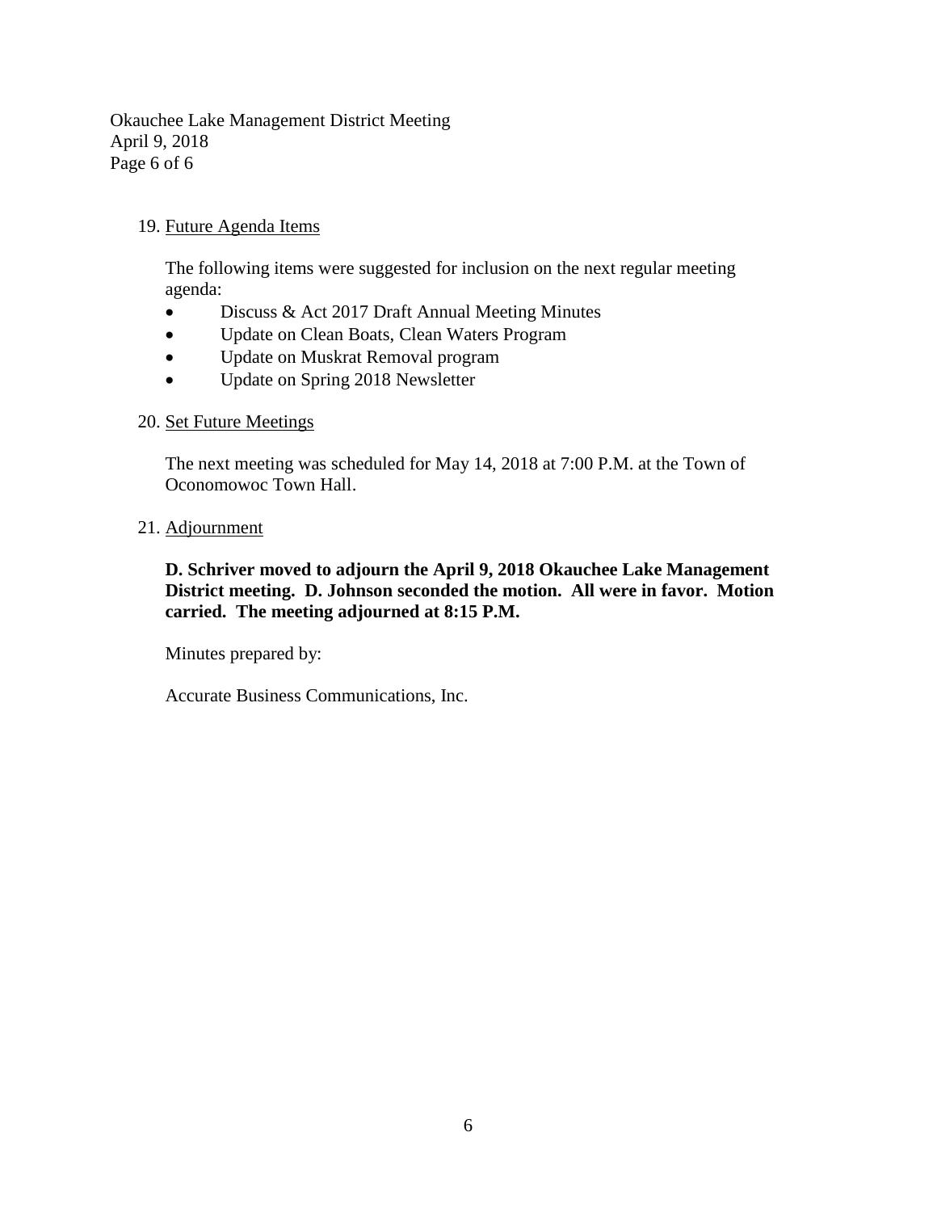19. Future Agenda Items

The following items were suggested for inclusion on the next regular meeting agenda:

- Discuss & Act 2017 Draft Annual Meeting Minutes
- Update on Clean Boats, Clean Waters Program
- Update on Muskrat Removal program
- Update on Spring 2018 Newsletter

20. Set Future Meetings

The next meeting was scheduled for May 14, 2018 at 7:00 P.M. at the Town of Oconomowoc Town Hall.

21. Adjournment

**D. Schriver moved to adjourn the April 9, 2018 Okauchee Lake Management District meeting. D. Johnson seconded the motion. All were in favor. Motion carried. The meeting adjourned at 8:15 P.M.**

Minutes prepared by:

Accurate Business Communications, Inc.